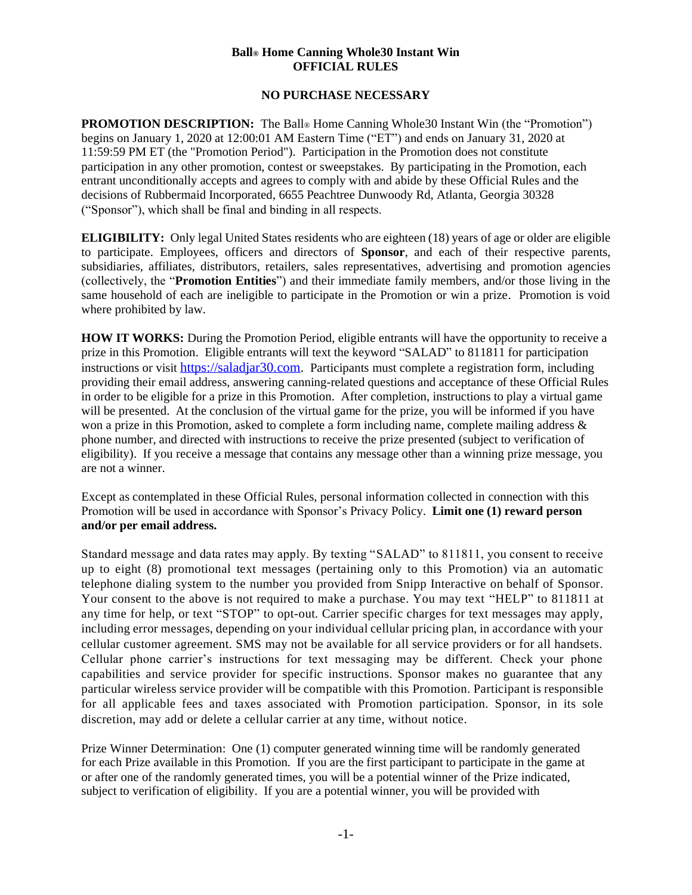**Ball® Home Canning Whole30 Instant Win**
**OFFICIAL RULES**

**NO PURCHASE NECESSARY**

**PROMOTION DESCRIPTION:** The Ball® Home Canning Whole30 Instant Win (the "Promotion") begins on January 1, 2020 at 12:00:01 AM Eastern Time ("ET") and ends on January 31, 2020 at 11:59:59 PM ET (the "Promotion Period"). Participation in the Promotion does not constitute participation in any other promotion, contest or sweepstakes. By participating in the Promotion, each entrant unconditionally accepts and agrees to comply with and abide by these Official Rules and the decisions of Rubbermaid Incorporated, 6655 Peachtree Dunwoody Rd, Atlanta, Georgia 30328 ("Sponsor"), which shall be final and binding in all respects.

**ELIGIBILITY:** Only legal United States residents who are eighteen (18) years of age or older are eligible to participate. Employees, officers and directors of **Sponsor**, and each of their respective parents, subsidiaries, affiliates, distributors, retailers, sales representatives, advertising and promotion agencies (collectively, the "**Promotion Entities**") and their immediate family members, and/or those living in the same household of each are ineligible to participate in the Promotion or win a prize. Promotion is void where prohibited by law.

**HOW IT WORKS:** During the Promotion Period, eligible entrants will have the opportunity to receive a prize in this Promotion. Eligible entrants will text the keyword "SALAD" to 811811 for participation instructions or visit https://saladjar30.com. Participants must complete a registration form, including providing their email address, answering canning-related questions and acceptance of these Official Rules in order to be eligible for a prize in this Promotion. After completion, instructions to play a virtual game will be presented. At the conclusion of the virtual game for the prize, you will be informed if you have won a prize in this Promotion, asked to complete a form including name, complete mailing address & phone number, and directed with instructions to receive the prize presented (subject to verification of eligibility). If you receive a message that contains any message other than a winning prize message, you are not a winner.

Except as contemplated in these Official Rules, personal information collected in connection with this Promotion will be used in accordance with Sponsor's Privacy Policy. **Limit one (1) reward person and/or per email address.**

Standard message and data rates may apply. By texting "SALAD" to 811811, you consent to receive up to eight (8) promotional text messages (pertaining only to this Promotion) via an automatic telephone dialing system to the number you provided from Snipp Interactive on behalf of Sponsor. Your consent to the above is not required to make a purchase. You may text "HELP" to 811811 at any time for help, or text "STOP" to opt-out. Carrier specific charges for text messages may apply, including error messages, depending on your individual cellular pricing plan, in accordance with your cellular customer agreement. SMS may not be available for all service providers or for all handsets. Cellular phone carrier's instructions for text messaging may be different. Check your phone capabilities and service provider for specific instructions. Sponsor makes no guarantee that any particular wireless service provider will be compatible with this Promotion. Participant is responsible for all applicable fees and taxes associated with Promotion participation. Sponsor, in its sole discretion, may add or delete a cellular carrier at any time, without notice.

Prize Winner Determination: One (1) computer generated winning time will be randomly generated for each Prize available in this Promotion. If you are the first participant to participate in the game at or after one of the randomly generated times, you will be a potential winner of the Prize indicated, subject to verification of eligibility. If you are a potential winner, you will be provided with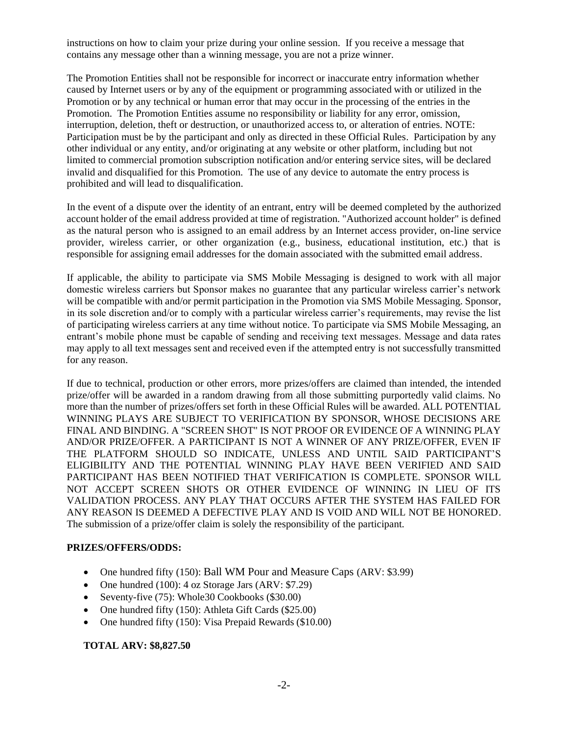instructions on how to claim your prize during your online session. If you receive a message that contains any message other than a winning message, you are not a prize winner.

The Promotion Entities shall not be responsible for incorrect or inaccurate entry information whether caused by Internet users or by any of the equipment or programming associated with or utilized in the Promotion or by any technical or human error that may occur in the processing of the entries in the Promotion. The Promotion Entities assume no responsibility or liability for any error, omission, interruption, deletion, theft or destruction, or unauthorized access to, or alteration of entries. NOTE: Participation must be by the participant and only as directed in these Official Rules. Participation by any other individual or any entity, and/or originating at any website or other platform, including but not limited to commercial promotion subscription notification and/or entering service sites, will be declared invalid and disqualified for this Promotion. The use of any device to automate the entry process is prohibited and will lead to disqualification.

In the event of a dispute over the identity of an entrant, entry will be deemed completed by the authorized account holder of the email address provided at time of registration. "Authorized account holder" is defined as the natural person who is assigned to an email address by an Internet access provider, on-line service provider, wireless carrier, or other organization (e.g., business, educational institution, etc.) that is responsible for assigning email addresses for the domain associated with the submitted email address.

If applicable, the ability to participate via SMS Mobile Messaging is designed to work with all major domestic wireless carriers but Sponsor makes no guarantee that any particular wireless carrier's network will be compatible with and/or permit participation in the Promotion via SMS Mobile Messaging. Sponsor, in its sole discretion and/or to comply with a particular wireless carrier's requirements, may revise the list of participating wireless carriers at any time without notice. To participate via SMS Mobile Messaging, an entrant's mobile phone must be capable of sending and receiving text messages. Message and data rates may apply to all text messages sent and received even if the attempted entry is not successfully transmitted for any reason.

If due to technical, production or other errors, more prizes/offers are claimed than intended, the intended prize/offer will be awarded in a random drawing from all those submitting purportedly valid claims. No more than the number of prizes/offers set forth in these Official Rules will be awarded. ALL POTENTIAL WINNING PLAYS ARE SUBJECT TO VERIFICATION BY SPONSOR, WHOSE DECISIONS ARE FINAL AND BINDING. A "SCREEN SHOT" IS NOT PROOF OR EVIDENCE OF A WINNING PLAY AND/OR PRIZE/OFFER. A PARTICIPANT IS NOT A WINNER OF ANY PRIZE/OFFER, EVEN IF THE PLATFORM SHOULD SO INDICATE, UNLESS AND UNTIL SAID PARTICIPANT'S ELIGIBILITY AND THE POTENTIAL WINNING PLAY HAVE BEEN VERIFIED AND SAID PARTICIPANT HAS BEEN NOTIFIED THAT VERIFICATION IS COMPLETE. SPONSOR WILL NOT ACCEPT SCREEN SHOTS OR OTHER EVIDENCE OF WINNING IN LIEU OF ITS VALIDATION PROCESS. ANY PLAY THAT OCCURS AFTER THE SYSTEM HAS FAILED FOR ANY REASON IS DEEMED A DEFECTIVE PLAY AND IS VOID AND WILL NOT BE HONORED. The submission of a prize/offer claim is solely the responsibility of the participant.

**PRIZES/OFFERS/ODDS:**

- One hundred fifty (150): Ball WM Pour and Measure Caps (ARV: $3.99)
- One hundred (100): 4 oz Storage Jars (ARV: $7.29)
- Seventy-five (75): Whole30 Cookbooks ($30.00)
- One hundred fifty (150): Athleta Gift Cards ($25.00)
- One hundred fifty (150): Visa Prepaid Rewards ($10.00)

**TOTAL ARV: $8,827.50**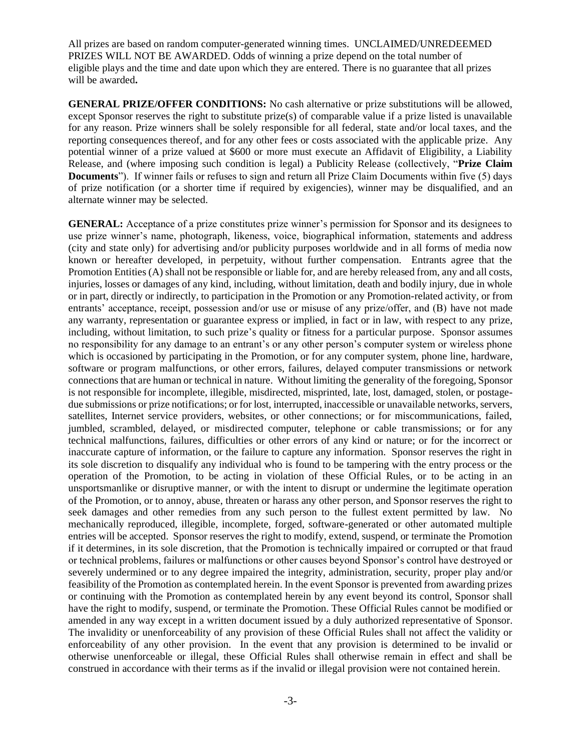All prizes are based on random computer-generated winning times. UNCLAIMED/UNREDEEMED PRIZES WILL NOT BE AWARDED. Odds of winning a prize depend on the total number of eligible plays and the time and date upon which they are entered. There is no guarantee that all prizes will be awarded**.**

**GENERAL PRIZE/OFFER CONDITIONS:** No cash alternative or prize substitutions will be allowed, except Sponsor reserves the right to substitute prize(s) of comparable value if a prize listed is unavailable for any reason. Prize winners shall be solely responsible for all federal, state and/or local taxes, and the reporting consequences thereof, and for any other fees or costs associated with the applicable prize. Any potential winner of a prize valued at $600 or more must execute an Affidavit of Eligibility, a Liability Release, and (where imposing such condition is legal) a Publicity Release (collectively, "**Prize Claim Documents**"). If winner fails or refuses to sign and return all Prize Claim Documents within five (5) days of prize notification (or a shorter time if required by exigencies), winner may be disqualified, and an alternate winner may be selected.

**GENERAL:** Acceptance of a prize constitutes prize winner's permission for Sponsor and its designees to use prize winner's name, photograph, likeness, voice, biographical information, statements and address (city and state only) for advertising and/or publicity purposes worldwide and in all forms of media now known or hereafter developed, in perpetuity, without further compensation. Entrants agree that the Promotion Entities (A) shall not be responsible or liable for, and are hereby released from, any and all costs, injuries, losses or damages of any kind, including, without limitation, death and bodily injury, due in whole or in part, directly or indirectly, to participation in the Promotion or any Promotion-related activity, or from entrants' acceptance, receipt, possession and/or use or misuse of any prize/offer, and (B) have not made any warranty, representation or guarantee express or implied, in fact or in law, with respect to any prize, including, without limitation, to such prize's quality or fitness for a particular purpose. Sponsor assumes no responsibility for any damage to an entrant's or any other person's computer system or wireless phone which is occasioned by participating in the Promotion, or for any computer system, phone line, hardware, software or program malfunctions, or other errors, failures, delayed computer transmissions or network connections that are human or technical in nature. Without limiting the generality of the foregoing, Sponsor is not responsible for incomplete, illegible, misdirected, misprinted, late, lost, damaged, stolen, or postage-due submissions or prize notifications; or for lost, interrupted, inaccessible or unavailable networks, servers, satellites, Internet service providers, websites, or other connections; or for miscommunications, failed, jumbled, scrambled, delayed, or misdirected computer, telephone or cable transmissions; or for any technical malfunctions, failures, difficulties or other errors of any kind or nature; or for the incorrect or inaccurate capture of information, or the failure to capture any information. Sponsor reserves the right in its sole discretion to disqualify any individual who is found to be tampering with the entry process or the operation of the Promotion, to be acting in violation of these Official Rules, or to be acting in an unsportsmanlike or disruptive manner, or with the intent to disrupt or undermine the legitimate operation of the Promotion, or to annoy, abuse, threaten or harass any other person, and Sponsor reserves the right to seek damages and other remedies from any such person to the fullest extent permitted by law. No mechanically reproduced, illegible, incomplete, forged, software-generated or other automated multiple entries will be accepted. Sponsor reserves the right to modify, extend, suspend, or terminate the Promotion if it determines, in its sole discretion, that the Promotion is technically impaired or corrupted or that fraud or technical problems, failures or malfunctions or other causes beyond Sponsor's control have destroyed or severely undermined or to any degree impaired the integrity, administration, security, proper play and/or feasibility of the Promotion as contemplated herein. In the event Sponsor is prevented from awarding prizes or continuing with the Promotion as contemplated herein by any event beyond its control, Sponsor shall have the right to modify, suspend, or terminate the Promotion. These Official Rules cannot be modified or amended in any way except in a written document issued by a duly authorized representative of Sponsor. The invalidity or unenforceability of any provision of these Official Rules shall not affect the validity or enforceability of any other provision. In the event that any provision is determined to be invalid or otherwise unenforceable or illegal, these Official Rules shall otherwise remain in effect and shall be construed in accordance with their terms as if the invalid or illegal provision were not contained herein.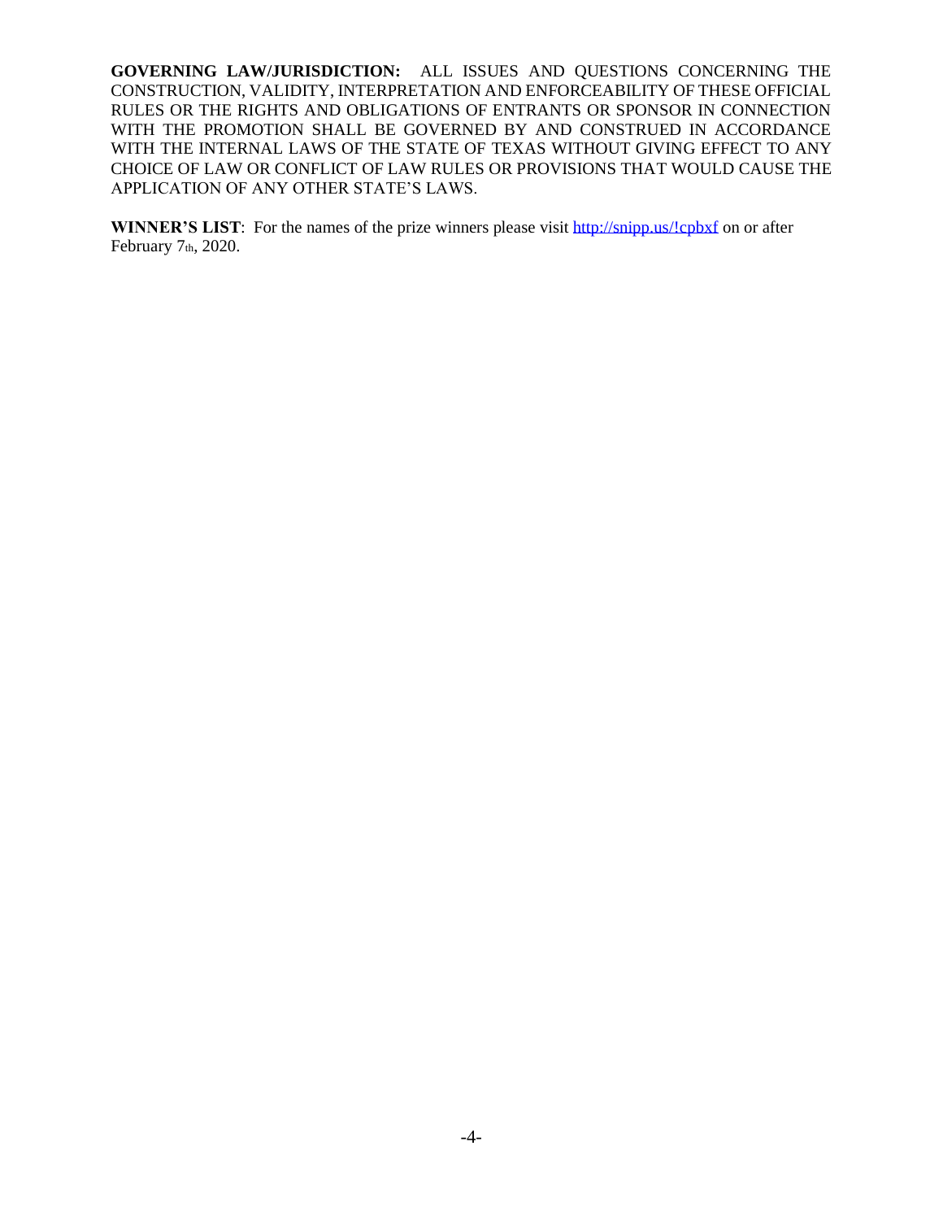**GOVERNING LAW/JURISDICTION:** ALL ISSUES AND QUESTIONS CONCERNING THE CONSTRUCTION, VALIDITY, INTERPRETATION AND ENFORCEABILITY OF THESE OFFICIAL RULES OR THE RIGHTS AND OBLIGATIONS OF ENTRANTS OR SPONSOR IN CONNECTION WITH THE PROMOTION SHALL BE GOVERNED BY AND CONSTRUED IN ACCORDANCE WITH THE INTERNAL LAWS OF THE STATE OF TEXAS WITHOUT GIVING EFFECT TO ANY CHOICE OF LAW OR CONFLICT OF LAW RULES OR PROVISIONS THAT WOULD CAUSE THE APPLICATION OF ANY OTHER STATE'S LAWS.

**WINNER'S LIST**: For the names of the prize winners please visit [http://snipp.us/!cpbxf](http://snipp.us/!cpbxf) on or after February 7th, 2020.